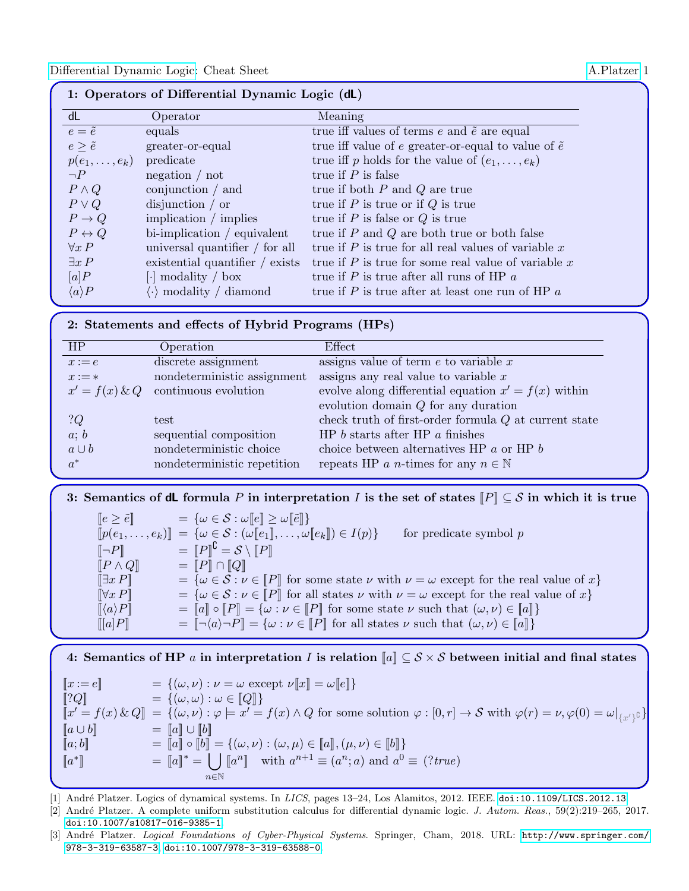## 1: Operators of Differential Dynamic Logic (dL)

| dL | Operator | Meaning |
|---|---|---|
| $e = \tilde{e}$ | equals | true iff values of terms $e$ and $\tilde{e}$ are equal |
| $e \geq \tilde{e}$ | greater-or-equal | true iff value of $e$ greater-or-equal to value of $\tilde{e}$ |
| $p(e_1, \ldots, e_k)$ | predicate | true iff $p$ holds for the value of $(e_1, \ldots, e_k)$ |
| $\neg P$ | negation / not | true if $P$ is false |
| $P \land Q$ | conjunction / and | true if both $P$ and $Q$ are true |
| $P \lor Q$ | disjunction / or | true if $P$ is true or if $Q$ is true |
| $P \to Q$ | implication / implies | true if $P$ is false or $Q$ is true |
| $P \leftrightarrow Q$ | bi-implication / equivalent | true if $P$ and $Q$ are both true or both false |
| $\forall x\, P$ | universal quantifier / for all | true if $P$ is true for all real values of variable $x$ |
| $\exists x\, P$ | existential quantifier / exists | true if $P$ is true for some real value of variable $x$ |
| $[a]P$ | $[\cdot]$ modality / box | true if $P$ is true after all runs of HP $a$ |
| $\langle a\rangle P$ | $\langle\cdot\rangle$ modality / diamond | true if $P$ is true after at least one run of HP $a$ |

## 2: Statements and effects of Hybrid Programs (HPs)

| HP | Operation | Effect |
|---|---|---|
| $x := e$ | discrete assignment | assigns value of term $e$ to variable $x$ |
| $x := *$ | nondeterministic assignment | assigns any real value to variable $x$ |
| $x' = f(x)\,\&\,Q$ | continuous evolution | evolve along differential equation $x' = f(x)$ within evolution domain $Q$ for any duration |
| $?Q$ | test | check truth of first-order formula $Q$ at current state |
| $a;\, b$ | sequential composition | HP $b$ starts after HP $a$ finishes |
| $a \cup b$ | nondeterministic choice | choice between alternatives HP $a$ or HP $b$ |
| $a^*$ | nondeterministic repetition | repeats HP $a$ $n$-times for any $n \in \mathbb{N}$ |

## 3: Semantics of dL formula $P$ in interpretation $I$ is the set of states $[\![P]\!] \subseteq \mathcal{S}$ in which it is true

$$
\begin{aligned}
[\![e \geq \tilde{e}]\!] &= \{\omega \in \mathcal{S} : \omega[\![e]\!] \geq \omega[\![\tilde{e}]\!]\} \\
[\![p(e_1, \ldots, e_k)]\!] &= \{\omega \in \mathcal{S} : (\omega[\![e_1]\!], \ldots, \omega[\![e_k]\!]) \in I(p)\} \qquad \text{for predicate symbol } p \\
[\![\neg P]\!] &= [\![P]\!]^{\complement} = \mathcal{S} \setminus [\![P]\!] \\
[\![P \land Q]\!] &= [\![P]\!] \cap [\![Q]\!] \\
[\![\exists x\, P]\!] &= \{\omega \in \mathcal{S} : \nu \in [\![P]\!] \text{ for some state } \nu \text{ with } \nu = \omega \text{ except for the real value of } x\} \\
[\![\forall x\, P]\!] &= \{\omega \in \mathcal{S} : \nu \in [\![P]\!] \text{ for all states } \nu \text{ with } \nu = \omega \text{ except for the real value of } x\} \\
[\![\langle a\rangle P]\!] &= [\![a]\!] \circ [\![P]\!] = \{\omega : \nu \in [\![P]\!] \text{ for some state } \nu \text{ such that } (\omega, \nu) \in [\![a]\!]\} \\
[\![[a]P]\!] &= [\![\neg\langle a\rangle\neg P]\!] = \{\omega : \nu \in [\![P]\!] \text{ for all states } \nu \text{ such that } (\omega, \nu) \in [\![a]\!]\}
\end{aligned}
$$

## 4: Semantics of HP $a$ in interpretation $I$ is relation $[\![a]\!] \subseteq \mathcal{S} \times \mathcal{S}$ between initial and final states

$$
\begin{aligned}
[\![x := e]\!] &= \{(\omega, \nu) : \nu = \omega \text{ except } \nu[\![x]\!] = \omega[\![e]\!]\} \\
[\![?Q]\!] &= \{(\omega, \omega) : \omega \in [\![Q]\!]\} \\
[\![x' = f(x)\,\&\,Q]\!] &= \{(\omega, \nu) : \varphi \models x' = f(x) \land Q \text{ for some solution } \varphi : [0, r] \to \mathcal{S} \text{ with } \varphi(r) = \nu, \varphi(0) = \omega|_{\{x'\}^{\complement}}\} \\
[\![a \cup b]\!] &= [\![a]\!] \cup [\![b]\!] \\
[\![a; b]\!] &= [\![a]\!] \circ [\![b]\!] = \{(\omega, \nu) : (\omega, \mu) \in [\![a]\!], (\mu, \nu) \in [\![b]\!]\} \\
[\![a^*]\!] &= [\![a]\!]^* = \bigcup_{n \in \mathbb{N}} [\![a^n]\!] \quad \text{with } a^{n+1} \equiv (a^n; a) \text{ and } a^0 \equiv (?true)
\end{aligned}
$$

[1] André Platzer. Logics of dynamical systems. In *LICS*, pages 13–24, Los Alamitos, 2012. IEEE. doi:10.1109/LICS.2012.13.

[2] André Platzer. A complete uniform substitution calculus for differential dynamic logic. *J. Autom. Reas.*, 59(2):219–265, 2017. doi:10.1007/s10817-016-9385-1.

[3] André Platzer. *Logical Foundations of Cyber-Physical Systems*. Springer, Cham, 2018. URL: http://www.springer.com/978-3-319-63587-3, doi:10.1007/978-3-319-63588-0.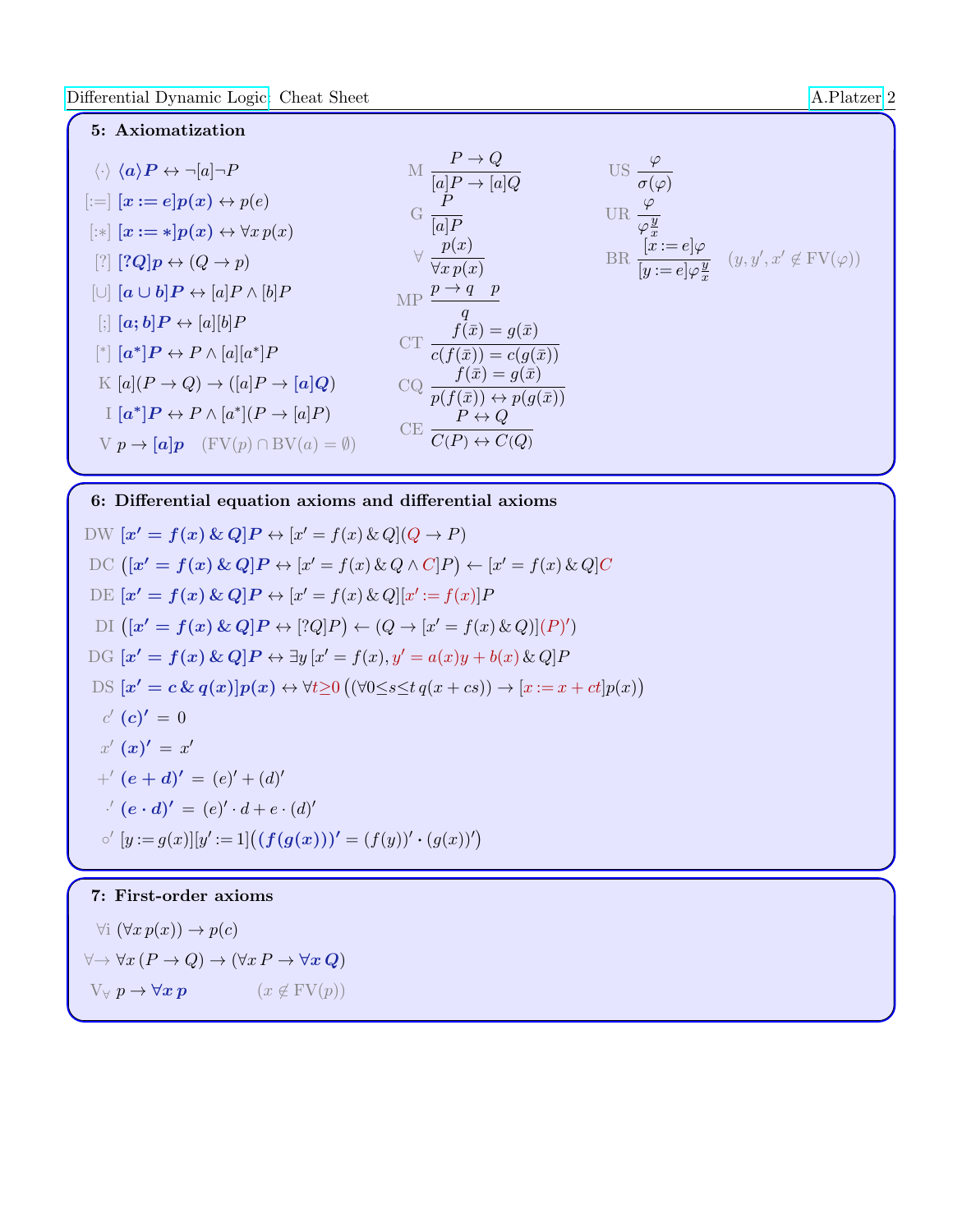## 5: Axiomatization

$\langle\cdot\rangle$ $\langle a\rangle P \leftrightarrow \neg[a]\neg P$

$[:=]$ $[x := e]p(x) \leftrightarrow p(e)$

$[:*]$ $[x := *]p(x) \leftrightarrow \forall x\, p(x)$

$[?]$ $[?Q]p \leftrightarrow (Q \rightarrow p)$

$[\cup]$ $[a \cup b]P \leftrightarrow [a]P \land [b]P$

$[;]$ $[a;b]P \leftrightarrow [a][b]P$

$[^*]$ $[a^*]P \leftrightarrow P \land [a][a^*]P$

K $[a](P \rightarrow Q) \rightarrow ([a]P \rightarrow [a]Q)$

I $[a^*]P \leftrightarrow P \land [a^*](P \rightarrow [a]P)$

V $p \rightarrow [a]p$ $\quad(\mathrm{FV}(p) \cap \mathrm{BV}(a) = \emptyset)$

M $\dfrac{P \rightarrow Q}{[a]P \rightarrow [a]Q}$

G $\dfrac{P}{[a]P}$

$\forall$ $\dfrac{p(x)}{\forall x\, p(x)}$

MP $\dfrac{p \rightarrow q \quad p}{q}$

CT $\dfrac{f(\bar{x}) = g(\bar{x})}{c(f(\bar{x})) = c(g(\bar{x}))}$

CQ $\dfrac{f(\bar{x}) = g(\bar{x})}{p(f(\bar{x})) \leftrightarrow p(g(\bar{x}))}$

CE $\dfrac{P \leftrightarrow Q}{C(P) \leftrightarrow C(Q)}$

US $\dfrac{\varphi}{\sigma(\varphi)}$

UR $\dfrac{\varphi}{\varphi\frac{y}{x}}$

BR $\dfrac{[x := e]\varphi}{[y := e]\varphi\frac{y}{x}}$ $\quad(y, y', x' \notin \mathrm{FV}(\varphi))$

## 6: Differential equation axioms and differential axioms

DW $[x' = f(x)\,\&\,Q]P \leftrightarrow [x' = f(x)\,\&\,Q](Q \rightarrow P)$

DC $\big([x' = f(x)\,\&\,Q]P \leftrightarrow [x' = f(x)\,\&\,Q \land C]P\big) \leftarrow [x' = f(x)\,\&\,Q]C$

DE $[x' = f(x)\,\&\,Q]P \leftrightarrow [x' = f(x)\,\&\,Q][x' := f(x)]P$

DI $\big([x' = f(x)\,\&\,Q]P \leftrightarrow [?Q]P\big) \leftarrow (Q \rightarrow [x' = f(x)\,\&\,Q](P)')$

DG $[x' = f(x)\,\&\,Q]P \leftrightarrow \exists y\,[x' = f(x), y' = a(x)y + b(x)\,\&\,Q]P$

DS $[x' = c\,\&\,q(x)]p(x) \leftrightarrow \forall t{\geq}0\,\big((\forall 0{\leq}s{\leq}t\, q(x + cs)) \rightarrow [x := x + ct]p(x)\big)$

$c'$ $(c)' = 0$

$x'$ $(x)' = x'$

$+'$ $(e + d)' = (e)' + (d)'$

$\cdot'$ $(e \cdot d)' = (e)' \cdot d + e \cdot (d)'$

$\circ'$ $[y := g(x)][y' := 1]\big((f(g(x)))' = (f(y))' \cdot (g(x))'\big)$

## 7: First-order axioms

$\forall$i $(\forall x\, p(x)) \rightarrow p(c)$

$\forall\!\rightarrow$ $\forall x\,(P \rightarrow Q) \rightarrow (\forall x\, P \rightarrow \forall x\, Q)$

$\mathrm{V}_\forall$ $p \rightarrow \forall x\, p$ $\quad(x \notin \mathrm{FV}(p))$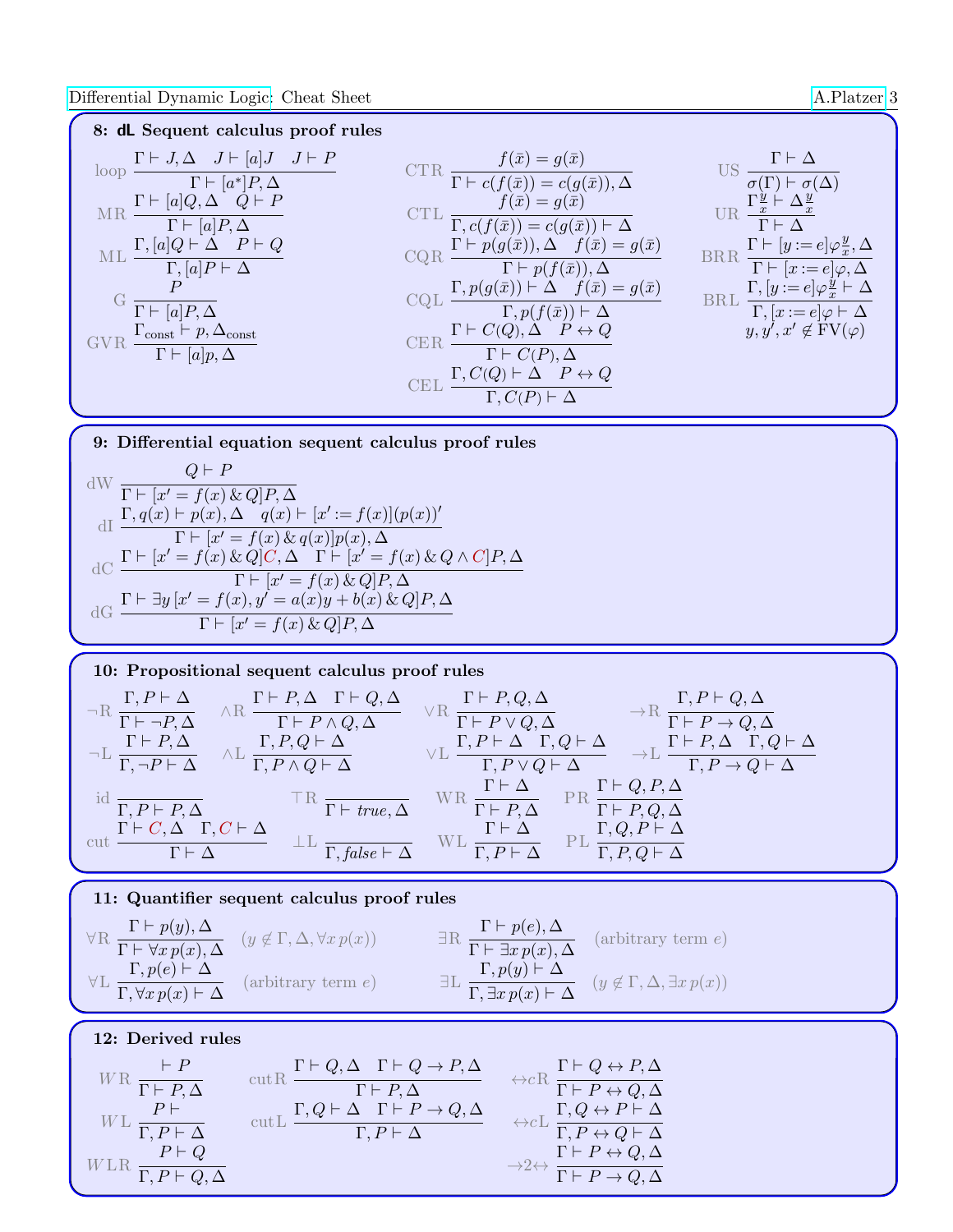## 8: dL Sequent calculus proof rules

$$\text{loop}\ \frac{\Gamma \vdash J, \Delta \quad J \vdash [a]J \quad J \vdash P}{\Gamma \vdash [a^*]P, \Delta}$$

$$\text{MR}\ \frac{\Gamma \vdash [a]Q, \Delta \quad Q \vdash P}{\Gamma \vdash [a]P, \Delta}$$

$$\text{ML}\ \frac{\Gamma, [a]Q \vdash \Delta \quad P \vdash Q}{\Gamma, [a]P \vdash \Delta}$$

$$\text{G}\ \frac{P}{\Gamma \vdash [a]P, \Delta}$$

$$\text{GVR}\ \frac{\Gamma_{\text{const}} \vdash p, \Delta_{\text{const}}}{\Gamma \vdash [a]p, \Delta}$$

$$\text{CTR}\ \frac{f(\bar{x}) = g(\bar{x})}{\Gamma \vdash c(f(\bar{x})) = c(g(\bar{x})), \Delta}$$

$$\text{CTL}\ \frac{f(\bar{x}) = g(\bar{x})}{\Gamma, c(f(\bar{x})) = c(g(\bar{x})) \vdash \Delta}$$

$$\text{CQR}\ \frac{\Gamma \vdash p(g(\bar{x})), \Delta \quad f(\bar{x}) = g(\bar{x})}{\Gamma \vdash p(f(\bar{x})), \Delta}$$

$$\text{CQL}\ \frac{\Gamma, p(g(\bar{x})) \vdash \Delta \quad f(\bar{x}) = g(\bar{x})}{\Gamma, p(f(\bar{x})) \vdash \Delta}$$

$$\text{CER}\ \frac{\Gamma \vdash C(Q), \Delta \quad P \leftrightarrow Q}{\Gamma \vdash C(P), \Delta}$$

$$\text{CEL}\ \frac{\Gamma, C(Q) \vdash \Delta \quad P \leftrightarrow Q}{\Gamma, C(P) \vdash \Delta}$$

$$\text{US}\ \frac{\Gamma \vdash \Delta}{\sigma(\Gamma) \vdash \sigma(\Delta)}$$

$$\text{UR}\ \frac{\Gamma\frac{y}{x} \vdash \Delta\frac{y}{x}}{\Gamma \vdash \Delta}$$

$$\text{BRR}\ \frac{\Gamma \vdash [y := e]\varphi\frac{y}{x}, \Delta}{\Gamma \vdash [x := e]\varphi, \Delta}$$

$$\text{BRL}\ \frac{\Gamma, [y := e]\varphi\frac{y}{x} \vdash \Delta}{\Gamma, [x := e]\varphi \vdash \Delta}$$

$y, y', x' \notin \text{FV}(\varphi)$

## 9: Differential equation sequent calculus proof rules

$$\text{dW}\ \frac{Q \vdash P}{\Gamma \vdash [x' = f(x)\,\&\,Q]P, \Delta}$$

$$\text{dI}\ \frac{\Gamma, q(x) \vdash p(x), \Delta \quad q(x) \vdash [x' := f(x)](p(x))'}{\Gamma \vdash [x' = f(x)\,\&\,q(x)]p(x), \Delta}$$

$$\text{dC}\ \frac{\Gamma \vdash [x' = f(x)\,\&\,Q]C, \Delta \quad \Gamma \vdash [x' = f(x)\,\&\,Q \land C]P, \Delta}{\Gamma \vdash [x' = f(x)\,\&\,Q]P, \Delta}$$

$$\text{dG}\ \frac{\Gamma \vdash \exists y\, [x' = f(x), y' = a(x)y + b(x)\,\&\,Q]P, \Delta}{\Gamma \vdash [x' = f(x)\,\&\,Q]P, \Delta}$$

## 10: Propositional sequent calculus proof rules

$$\neg\text{R}\ \frac{\Gamma, P \vdash \Delta}{\Gamma \vdash \neg P, \Delta} \qquad \land\text{R}\ \frac{\Gamma \vdash P, \Delta \quad \Gamma \vdash Q, \Delta}{\Gamma \vdash P \land Q, \Delta} \qquad \lor\text{R}\ \frac{\Gamma \vdash P, Q, \Delta}{\Gamma \vdash P \lor Q, \Delta} \qquad \to\text{R}\ \frac{\Gamma, P \vdash Q, \Delta}{\Gamma \vdash P \to Q, \Delta}$$

$$\neg\text{L}\ \frac{\Gamma \vdash P, \Delta}{\Gamma, \neg P \vdash \Delta} \qquad \land\text{L}\ \frac{\Gamma, P, Q \vdash \Delta}{\Gamma, P \land Q \vdash \Delta} \qquad \lor\text{L}\ \frac{\Gamma, P \vdash \Delta \quad \Gamma, Q \vdash \Delta}{\Gamma, P \lor Q \vdash \Delta} \qquad \to\text{L}\ \frac{\Gamma \vdash P, \Delta \quad \Gamma, Q \vdash \Delta}{\Gamma, P \to Q \vdash \Delta}$$

$$\text{id}\ \frac{}{\Gamma, P \vdash P, \Delta} \qquad \top\text{R}\ \frac{}{\Gamma \vdash \mathit{true}, \Delta} \qquad \text{WR}\ \frac{\Gamma \vdash \Delta}{\Gamma \vdash P, \Delta} \qquad \text{PR}\ \frac{\Gamma \vdash Q, P, \Delta}{\Gamma \vdash P, Q, \Delta}$$

$$\text{cut}\ \frac{\Gamma \vdash C, \Delta \quad \Gamma, C \vdash \Delta}{\Gamma \vdash \Delta} \qquad \bot\text{L}\ \frac{}{\Gamma, \mathit{false} \vdash \Delta} \qquad \text{WL}\ \frac{\Gamma \vdash \Delta}{\Gamma, P \vdash \Delta} \qquad \text{PL}\ \frac{\Gamma, Q, P \vdash \Delta}{\Gamma, P, Q \vdash \Delta}$$

## 11: Quantifier sequent calculus proof rules

$$\forall\text{R}\ \frac{\Gamma \vdash p(y), \Delta}{\Gamma \vdash \forall x\, p(x), \Delta}\ (y \notin \Gamma, \Delta, \forall x\, p(x)) \qquad \exists\text{R}\ \frac{\Gamma \vdash p(e), \Delta}{\Gamma \vdash \exists x\, p(x), \Delta}\ (\text{arbitrary term } e)$$

$$\forall\text{L}\ \frac{\Gamma, p(e) \vdash \Delta}{\Gamma, \forall x\, p(x) \vdash \Delta}\ (\text{arbitrary term } e) \qquad \exists\text{L}\ \frac{\Gamma, p(y) \vdash \Delta}{\Gamma, \exists x\, p(x) \vdash \Delta}\ (y \notin \Gamma, \Delta, \exists x\, p(x))$$

## 12: Derived rules

$$W\text{R}\ \frac{\vdash P}{\Gamma \vdash P, \Delta} \qquad \text{cutR}\ \frac{\Gamma \vdash Q, \Delta \quad \Gamma \vdash Q \to P, \Delta}{\Gamma \vdash P, \Delta} \qquad \leftrightarrow c\text{R}\ \frac{\Gamma \vdash Q \leftrightarrow P, \Delta}{\Gamma \vdash P \leftrightarrow Q, \Delta}$$

$$W\text{L}\ \frac{P \vdash}{\Gamma, P \vdash \Delta} \qquad \text{cutL}\ \frac{\Gamma, Q \vdash \Delta \quad \Gamma \vdash P \to Q, \Delta}{\Gamma, P \vdash \Delta} \qquad \leftrightarrow c\text{L}\ \frac{\Gamma, Q \leftrightarrow P \vdash \Delta}{\Gamma, P \leftrightarrow Q \vdash \Delta}$$

$$W\text{LR}\ \frac{P \vdash Q}{\Gamma, P \vdash Q, \Delta} \qquad \to 2 \leftrightarrow\ \frac{\Gamma \vdash P \leftrightarrow Q, \Delta}{\Gamma \vdash P \to Q, \Delta}$$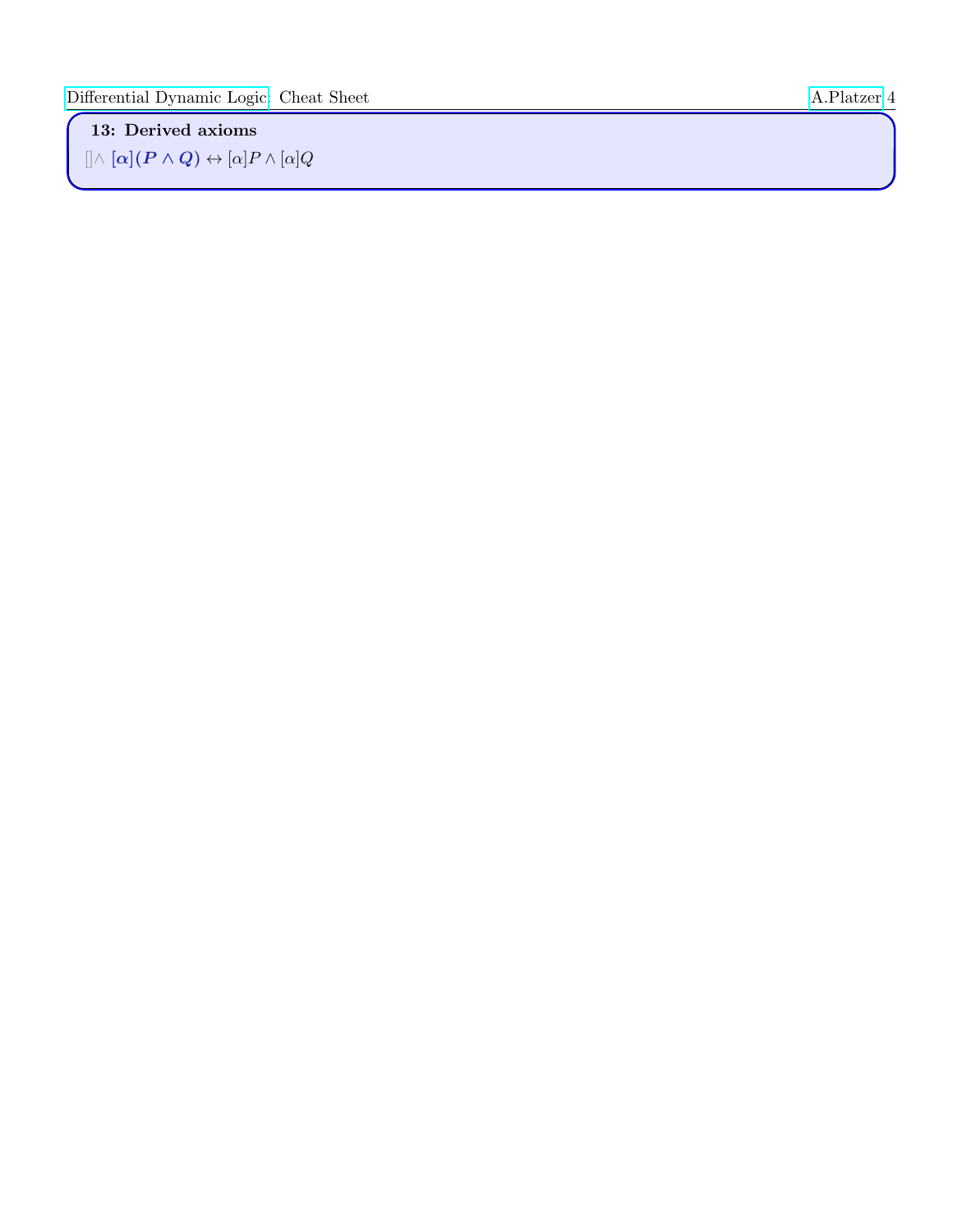### 13: Derived axioms

[]∧ $[\alpha](P \land Q) \leftrightarrow [\alpha]P \land [\alpha]Q$